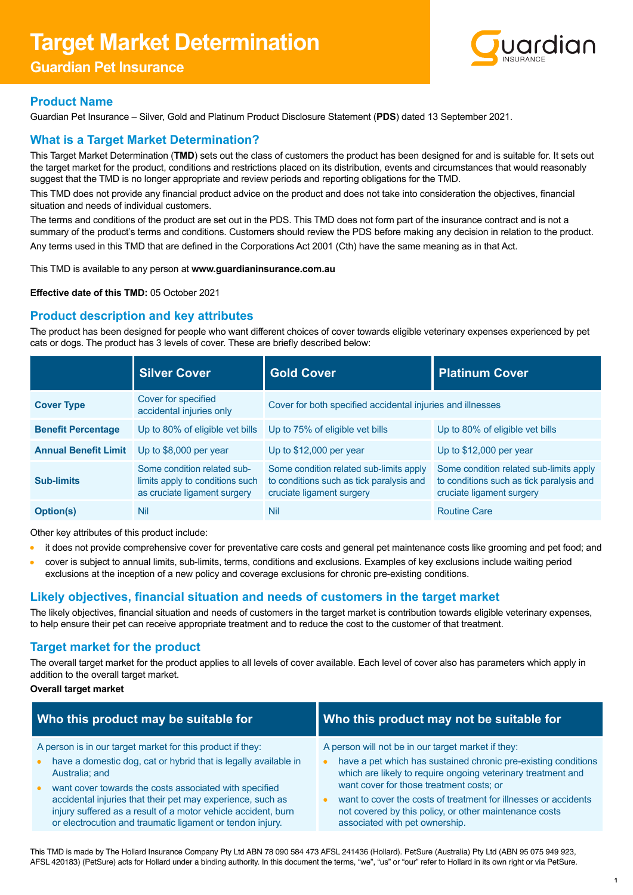# Target Market Determination

## Guardian Pet Insurance

## Product Name

Guardian Pet Insurance – Silver, Gold and Platinum Product Disclosure Statement (**PDS**) dated 13 September 2021.

## What is a Target Market Determination?

This Target Market Determination (**TMD**) sets out the class of customers the product has been designed for and is suitable for. It sets out the target market for the product, conditions and restrictions placed on its distribution, events and circumstances that would reasonably suggest that the TMD is no longer appropriate and review periods and reporting obligations for the TMD.

This TMD does not provide any financial product advice on the product and does not take into consideration the objectives, financial situation and needs of individual customers.

The terms and conditions of the product are set out in the PDS. This TMD does not form part of the insurance contract and is not a summary of the product's terms and conditions. Customers should review the PDS before making any decision in relation to the product.

Any terms used in this TMD that are defined in the Corporations Act 2001 (Cth) have the same meaning as in that Act.

This TMD is available to any person at **www.guardianinsurance.com.au**

**Effective date of this TMD:** 05 October 2021

## Product description and key attributes

The product has been designed for people who want different choices of cover towards eligible veterinary expenses experienced by pet cats or dogs. The product has 3 levels of cover. These are briefly described below:

| | Silver Cover | Gold Cover | Platinum Cover |
|---|---|---|---|
| **Cover Type** | Cover for specified accidental injuries only | Cover for both specified accidental injuries and illnesses | |
| **Benefit Percentage** | Up to 80% of eligible vet bills | Up to 75% of eligible vet bills | Up to 80% of eligible vet bills |
| **Annual Benefit Limit** | Up to $8,000 per year | Up to $12,000 per year | Up to $12,000 per year |
| **Sub-limits** | Some condition related sub-limits apply to conditions such as cruciate ligament surgery | Some condition related sub-limits apply to conditions such as tick paralysis and cruciate ligament surgery | Some condition related sub-limits apply to conditions such as tick paralysis and cruciate ligament surgery |
| **Option(s)** | Nil | Nil | Routine Care |

Other key attributes of this product include:

- it does not provide comprehensive cover for preventative care costs and general pet maintenance costs like grooming and pet food; and
- cover is subject to annual limits, sub-limits, terms, conditions and exclusions. Examples of key exclusions include waiting period exclusions at the inception of a new policy and coverage exclusions for chronic pre-existing conditions.

## Likely objectives, financial situation and needs of customers in the target market

The likely objectives, financial situation and needs of customers in the target market is contribution towards eligible veterinary expenses, to help ensure their pet can receive appropriate treatment and to reduce the cost to the customer of that treatment.

## Target market for the product

The overall target market for the product applies to all levels of cover available. Each level of cover also has parameters which apply in addition to the overall target market.

**Overall target market**

| Who this product may be suitable for | Who this product may not be suitable for |
|---|---|
| A person is in our target market for this product if they:<br>• have a domestic dog, cat or hybrid that is legally available in Australia; and<br>• want cover towards the costs associated with specified accidental injuries that their pet may experience, such as injury suffered as a result of a motor vehicle accident, burn or electrocution and traumatic ligament or tendon injury. | A person will not be in our target market if they:<br>• have a pet which has sustained chronic pre-existing conditions which are likely to require ongoing veterinary treatment and want cover for those treatment costs; or<br>• want to cover the costs of treatment for illnesses or accidents not covered by this policy, or other maintenance costs associated with pet ownership. |

This TMD is made by The Hollard Insurance Company Pty Ltd ABN 78 090 584 473 AFSL 241436 (Hollard). PetSure (Australia) Pty Ltd (ABN 95 075 949 923, AFSL 420183) (PetSure) acts for Hollard under a binding authority. In this document the terms, "we", "us" or "our" refer to Hollard in its own right or via PetSure.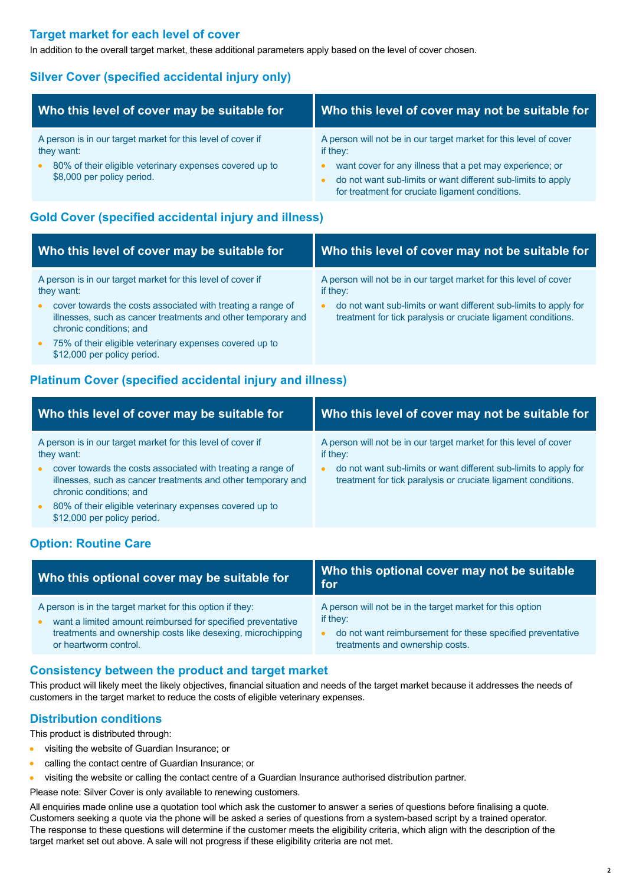## Target market for each level of cover

In addition to the overall target market, these additional parameters apply based on the level of cover chosen.

### Silver Cover (specified accidental injury only)

| Who this level of cover may be suitable for | Who this level of cover may not be suitable for |
|---|---|
| A person is in our target market for this level of cover if they want:<br>• 80% of their eligible veterinary expenses covered up to $8,000 per policy period. | A person will not be in our target market for this level of cover if they:<br>• want cover for any illness that a pet may experience; or<br>• do not want sub-limits or want different sub-limits to apply for treatment for cruciate ligament conditions. |

### Gold Cover (specified accidental injury and illness)

| Who this level of cover may be suitable for | Who this level of cover may not be suitable for |
|---|---|
| A person is in our target market for this level of cover if they want:<br>• cover towards the costs associated with treating a range of illnesses, such as cancer treatments and other temporary and chronic conditions; and<br>• 75% of their eligible veterinary expenses covered up to $12,000 per policy period. | A person will not be in our target market for this level of cover if they:<br>• do not want sub-limits or want different sub-limits to apply for treatment for tick paralysis or cruciate ligament conditions. |

### Platinum Cover (specified accidental injury and illness)

| Who this level of cover may be suitable for | Who this level of cover may not be suitable for |
|---|---|
| A person is in our target market for this level of cover if they want:<br>• cover towards the costs associated with treating a range of illnesses, such as cancer treatments and other temporary and chronic conditions; and<br>• 80% of their eligible veterinary expenses covered up to $12,000 per policy period. | A person will not be in our target market for this level of cover if they:<br>• do not want sub-limits or want different sub-limits to apply for treatment for tick paralysis or cruciate ligament conditions. |

### Option: Routine Care

| Who this optional cover may be suitable for | Who this optional cover may not be suitable for |
|---|---|
| A person is in the target market for this option if they:<br>• want a limited amount reimbursed for specified preventative treatments and ownership costs like desexing, microchipping or heartworm control. | A person will not be in the target market for this option if they:<br>• do not want reimbursement for these specified preventative treatments and ownership costs. |

## Consistency between the product and target market

This product will likely meet the likely objectives, financial situation and needs of the target market because it addresses the needs of customers in the target market to reduce the costs of eligible veterinary expenses.

## Distribution conditions

This product is distributed through:

- visiting the website of Guardian Insurance; or
- calling the contact centre of Guardian Insurance; or
- visiting the website or calling the contact centre of a Guardian Insurance authorised distribution partner.

Please note: Silver Cover is only available to renewing customers.

All enquiries made online use a quotation tool which ask the customer to answer a series of questions before finalising a quote. Customers seeking a quote via the phone will be asked a series of questions from a system-based script by a trained operator. The response to these questions will determine if the customer meets the eligibility criteria, which align with the description of the target market set out above. A sale will not progress if these eligibility criteria are not met.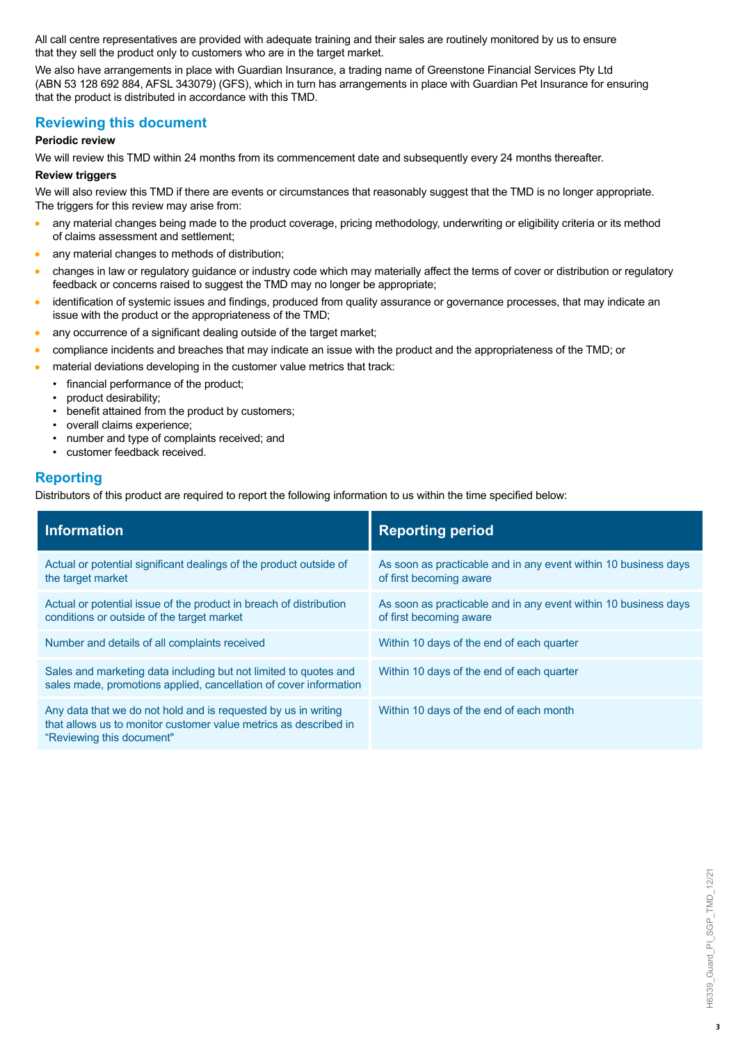All call centre representatives are provided with adequate training and their sales are routinely monitored by us to ensure that they sell the product only to customers who are in the target market.

We also have arrangements in place with Guardian Insurance, a trading name of Greenstone Financial Services Pty Ltd (ABN 53 128 692 884, AFSL 343079) (GFS), which in turn has arrangements in place with Guardian Pet Insurance for ensuring that the product is distributed in accordance with this TMD.

## Reviewing this document

**Periodic review**

We will review this TMD within 24 months from its commencement date and subsequently every 24 months thereafter.

**Review triggers**

We will also review this TMD if there are events or circumstances that reasonably suggest that the TMD is no longer appropriate. The triggers for this review may arise from:

- any material changes being made to the product coverage, pricing methodology, underwriting or eligibility criteria or its method of claims assessment and settlement;
- any material changes to methods of distribution;
- changes in law or regulatory guidance or industry code which may materially affect the terms of cover or distribution or regulatory feedback or concerns raised to suggest the TMD may no longer be appropriate;
- identification of systemic issues and findings, produced from quality assurance or governance processes, that may indicate an issue with the product or the appropriateness of the TMD;
- any occurrence of a significant dealing outside of the target market;
- compliance incidents and breaches that may indicate an issue with the product and the appropriateness of the TMD; or
- material deviations developing in the customer value metrics that track:
  - financial performance of the product;
  - product desirability;
  - benefit attained from the product by customers;
  - overall claims experience;
  - number and type of complaints received; and
  - customer feedback received.

## Reporting

Distributors of this product are required to report the following information to us within the time specified below:

| Information | Reporting period |
|---|---|
| Actual or potential significant dealings of the product outside of the target market | As soon as practicable and in any event within 10 business days of first becoming aware |
| Actual or potential issue of the product in breach of distribution conditions or outside of the target market | As soon as practicable and in any event within 10 business days of first becoming aware |
| Number and details of all complaints received | Within 10 days of the end of each quarter |
| Sales and marketing data including but not limited to quotes and sales made, promotions applied, cancellation of cover information | Within 10 days of the end of each quarter |
| Any data that we do not hold and is requested by us in writing that allows us to monitor customer value metrics as described in "Reviewing this document" | Within 10 days of the end of each month |

H6339_Guard_PI_SGP_TMD_12/21